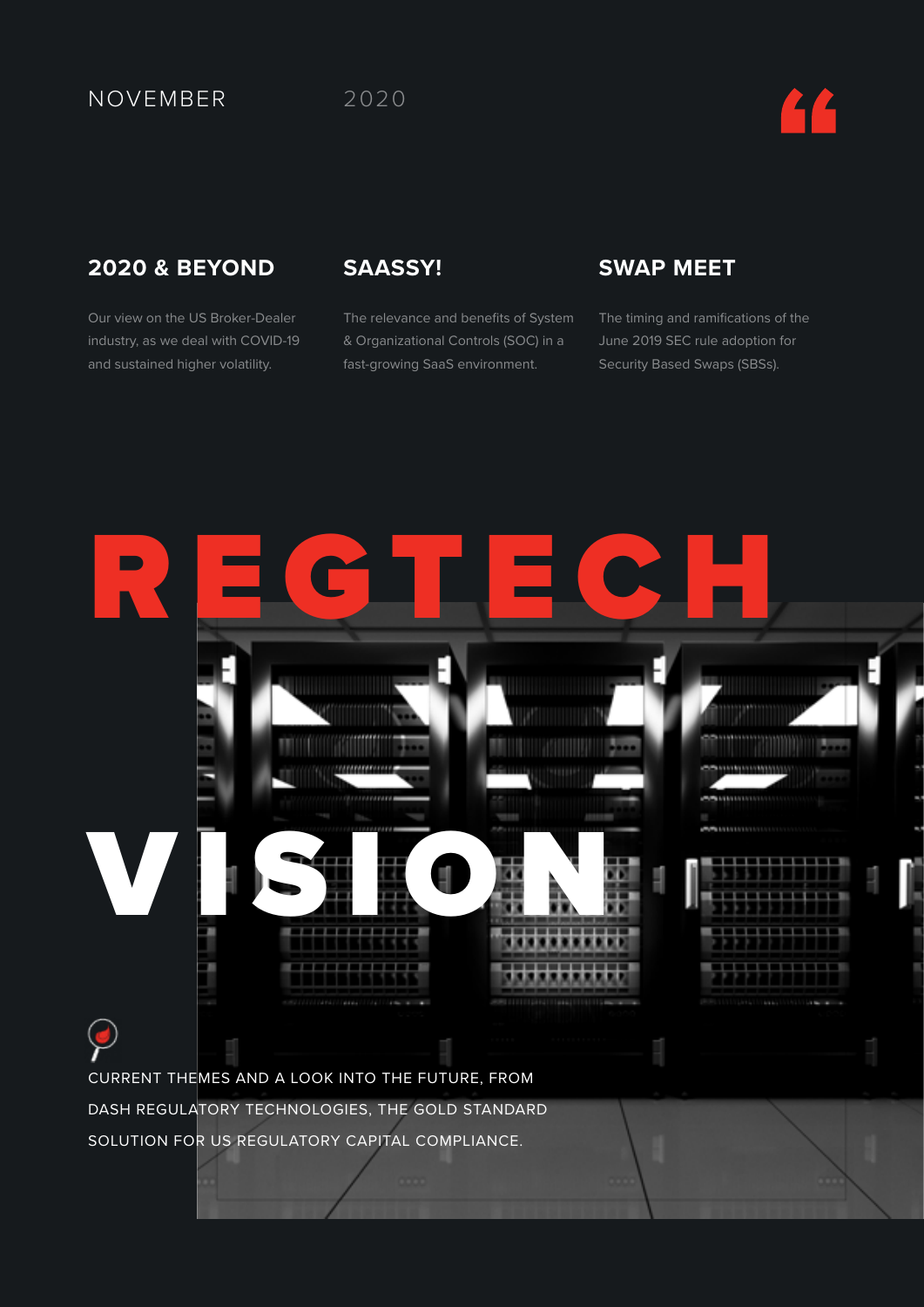NOVEMBER 2020

## 2020 & BEYOND

Our view on the US Broker-Dealer industry, as we deal with COVID-19 and sustained higher volatility.

## SAASSY!

The relevance and benefits of System & Organizational Controls (SOC) in a fast-growing SaaS environment.

## SWAP MEET

The timing and ramifications of the June 2019 SEC rule adoption for Security Based Swaps (SBSs).

# REGTECH VISION

CURRENT THEMES AND A LOOK INTO THE FUTURE, FROM DASH REGULATORY TECHNOLOGIES, THE GOLD STANDARD SOLUTION FOR US REGULATORY CAPITAL COMPLIANCE.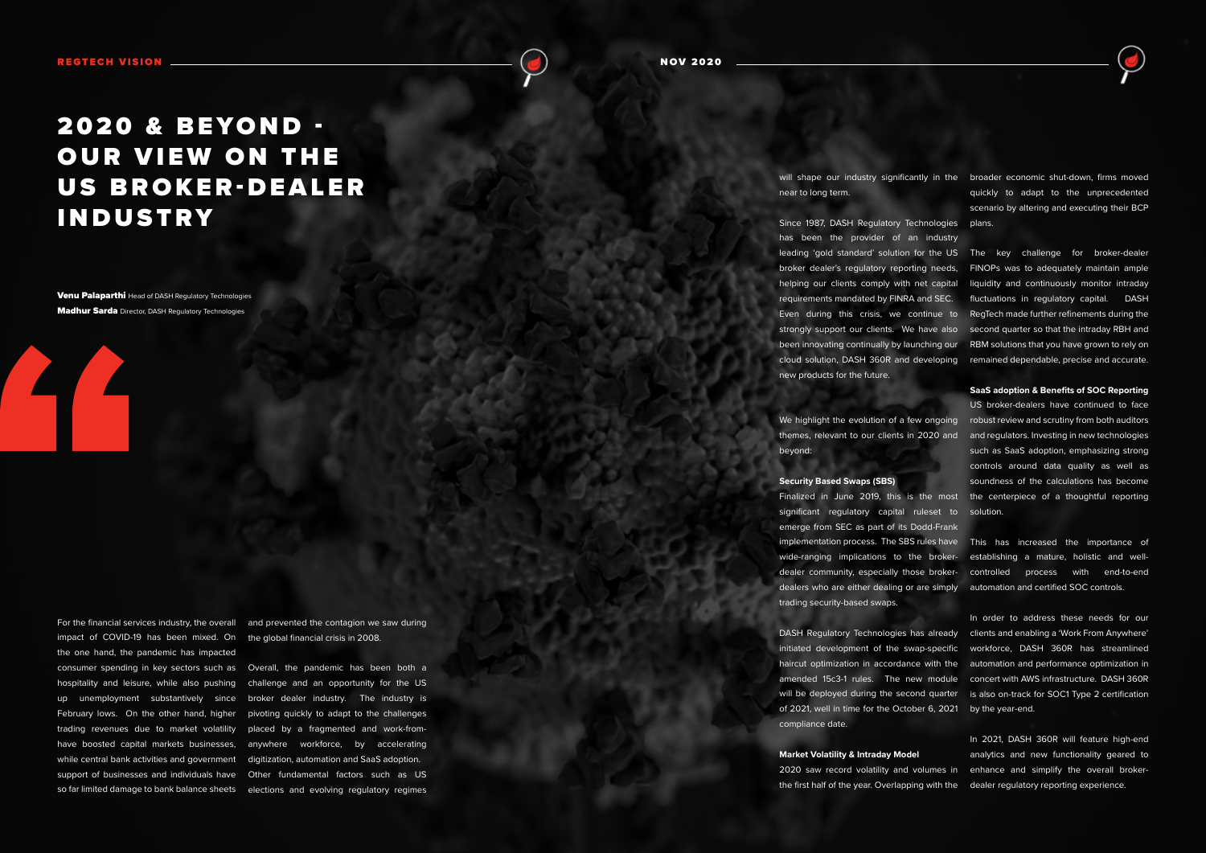# 2020 & BEYOND - OUR VIEW ON THE US BROKER-DEALER INDUSTRY

**Venu Palaparthi** Head of DASH Regulatory Technologies
**Madhur Sarda** Director, DASH Regulatory Technologies

For the financial services industry, the overall impact of COVID-19 has been mixed. On the one hand, the pandemic has impacted consumer spending in key sectors such as hospitality and leisure, while also pushing up unemployment substantively since February lows. On the other hand, higher trading revenues due to market volatility have boosted capital markets businesses, while central bank activities and government support of businesses and individuals have so far limited damage to bank balance sheets and prevented the contagion we saw during the global financial crisis in 2008.

Overall, the pandemic has been both a challenge and an opportunity for the US broker dealer industry. The industry is pivoting quickly to adapt to the challenges placed by a fragmented and work-from-anywhere workforce, by accelerating digitization, automation and SaaS adoption. Other fundamental factors such as US elections and evolving regulatory regimes will shape our industry significantly in the near to long term.

Since 1987, DASH Regulatory Technologies has been the provider of an industry leading 'gold standard' solution for the US broker dealer's regulatory reporting needs, helping our clients comply with net capital requirements mandated by FINRA and SEC. Even during this crisis, we continue to strongly support our clients. We have also been innovating continually by launching our cloud solution, DASH 360R and developing new products for the future.

We highlight the evolution of a few ongoing themes, relevant to our clients in 2020 and beyond:

**Security Based Swaps (SBS)**

Finalized in June 2019, this is the most significant regulatory capital ruleset to emerge from SEC as part of its Dodd-Frank implementation process. The SBS rules have wide-ranging implications to the broker-dealer community, especially those broker-dealers who are either dealing or are simply trading security-based swaps.

DASH Regulatory Technologies has already initiated development of the swap-specific haircut optimization in accordance with the amended 15c3-1 rules. The new module will be deployed during the second quarter of 2021, well in time for the October 6, 2021 compliance date.

**Market Volatility & Intraday Model**

2020 saw record volatility and volumes in the first half of the year. Overlapping with the broader economic shut-down, firms moved quickly to adapt to the unprecedented scenario by altering and executing their BCP plans.

The key challenge for broker-dealer FINOPs was to adequately maintain ample liquidity and continuously monitor intraday fluctuations in regulatory capital. DASH RegTech made further refinements during the second quarter so that the intraday RBH and RBM solutions that you have grown to rely on remained dependable, precise and accurate.

**SaaS adoption & Benefits of SOC Reporting**

US broker-dealers have continued to face robust review and scrutiny from both auditors and regulators. Investing in new technologies such as SaaS adoption, emphasizing strong controls around data quality as well as soundness of the calculations has become the centerpiece of a thoughtful reporting solution.

This has increased the importance of establishing a mature, holistic and well-controlled process with end-to-end automation and certified SOC controls.

In order to address these needs for our clients and enabling a 'Work From Anywhere' workforce, DASH 360R has streamlined automation and performance optimization in concert with AWS infrastructure. DASH 360R is also on-track for SOC1 Type 2 certification by the year-end.

In 2021, DASH 360R will feature high-end analytics and new functionality geared to enhance and simplify the overall broker-dealer regulatory reporting experience.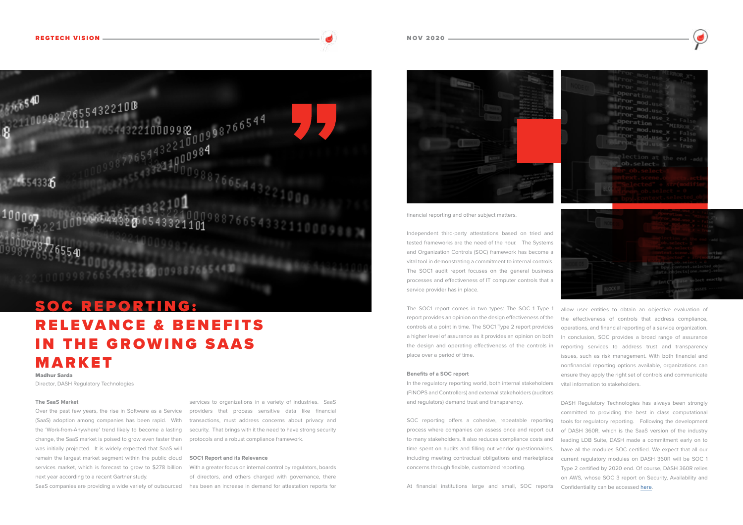# SOC REPORTING: RELEVANCE & BENEFITS IN THE GROWING SAAS MARKET

**Madhur Sarda**

Director, DASH Regulatory Technologies

### The SaaS Market

Over the past few years, the rise in Software as a Service (SaaS) adoption among companies has been rapid. With the 'Work-from-Anywhere' trend likely to become a lasting change, the SaaS market is poised to grow even faster than was initially projected. It is widely expected that SaaS will remain the largest market segment within the public cloud services market, which is forecast to grow to $278 billion next year according to a recent Gartner study.

SaaS companies are providing a wide variety of outsourced services to organizations in a variety of industries. SaaS providers that process sensitive data like financial transactions, must address concerns about privacy and security. That brings with it the need to have strong security protocols and a robust compliance framework.

### SOC1 Report and its Relevance

With a greater focus on internal control by regulators, boards of directors, and others charged with governance, there has been an increase in demand for attestation reports for financial reporting and other subject matters.

Independent third-party attestations based on tried and tested frameworks are the need of the hour. The Systems and Organization Controls (SOC) framework has become a vital tool in demonstrating a commitment to internal controls. The SOC1 audit report focuses on the general business processes and effectiveness of IT computer controls that a service provider has in place.

The SOC1 report comes in two types: The SOC 1 Type 1 report provides an opinion on the design effectiveness of the controls at a point in time. The SOC1 Type 2 report provides a higher level of assurance as it provides an opinion on both the design and operating effectiveness of the controls in place over a period of time.

### Benefits of a SOC report

In the regulatory reporting world, both internal stakeholders (FINOPS and Controllers) and external stakeholders (auditors and regulators) demand trust and transparency.

SOC reporting offers a cohesive, repeatable reporting process where companies can assess once and report out to many stakeholders. It also reduces compliance costs and time spent on audits and filling out vendor questionnaires, including meeting contractual obligations and marketplace concerns through flexible, customized reporting.

At financial institutions large and small, SOC reports allow user entities to obtain an objective evaluation of the effectiveness of controls that address compliance, operations, and financial reporting of a service organization. In conclusion, SOC provides a broad range of assurance reporting services to address trust and transparency issues, such as risk management. With both financial and nonfinancial reporting options available, organizations can ensure they apply the right set of controls and communicate vital information to stakeholders.

DASH Regulatory Technologies has always been strongly committed to providing the best in class computational tools for regulatory reporting. Following the development of DASH 360R, which is the SaaS version of the industry leading LDB Suite, DASH made a commitment early on to have all the modules SOC certified. We expect that all our current regulatory modules on DASH 360R will be SOC 1 Type 2 certified by 2020 end. Of course, DASH 360R relies on AWS, whose SOC 3 report on Security, Availability and Confidentiality can be accessed here.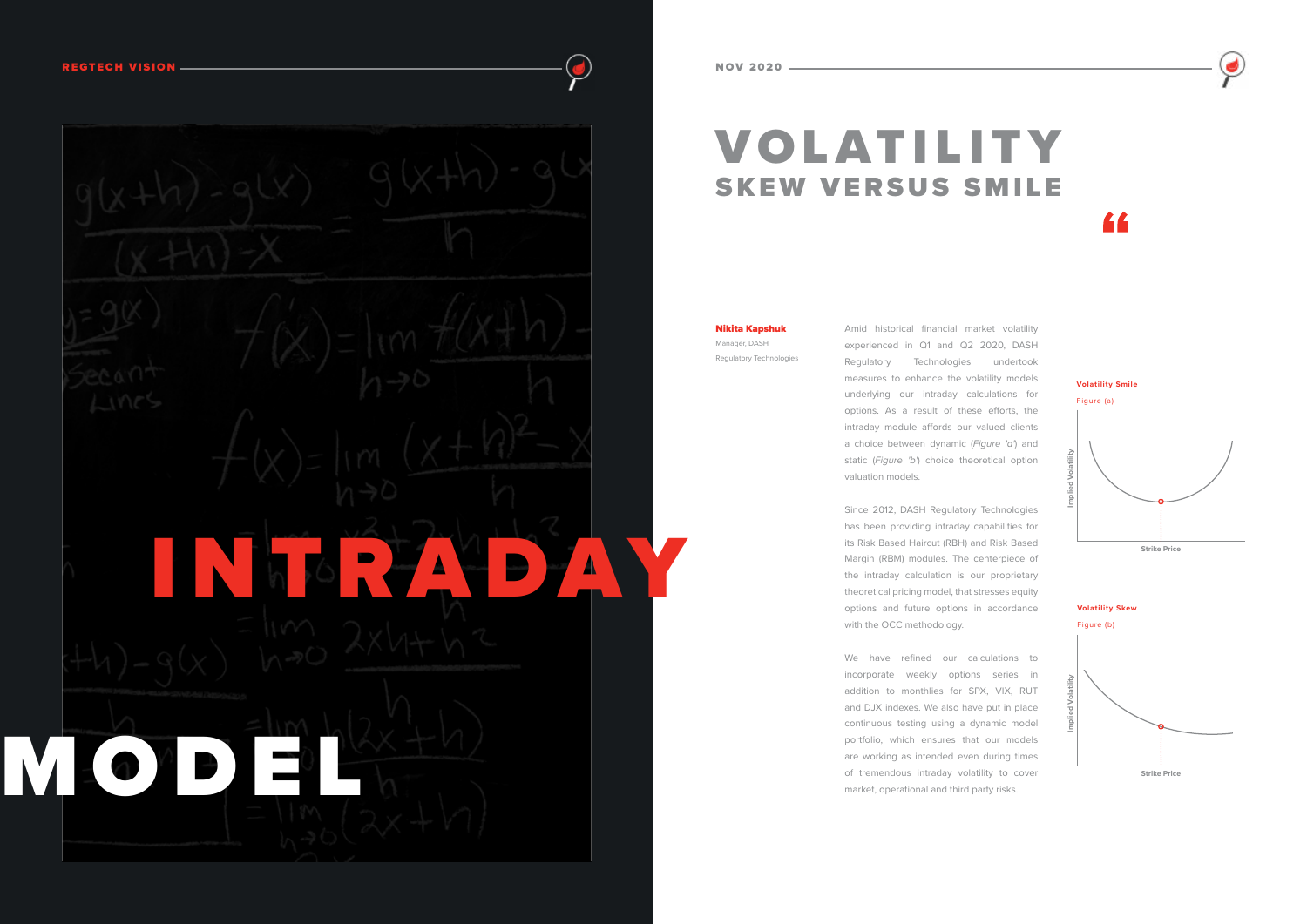# INTRADAY MODEL

# VOLATILITY
## SKEW VERSUS SMILE

**Nikita Kapshuk**
Manager, DASH
Regulatory Technologies

Amid historical financial market volatility experienced in Q1 and Q2 2020, DASH Regulatory Technologies undertook measures to enhance the volatility models underlying our intraday calculations for options. As a result of these efforts, the intraday module affords our valued clients a choice between dynamic (*Figure 'a'*) and static (*Figure 'b'*) choice theoretical option valuation models.

Since 2012, DASH Regulatory Technologies has been providing intraday capabilities for its Risk Based Haircut (RBH) and Risk Based Margin (RBM) modules. The centerpiece of the intraday calculation is our proprietary theoretical pricing model, that stresses equity options and future options in accordance with the OCC methodology.

We have refined our calculations to incorporate weekly options series in addition to monthlies for SPX, VIX, RUT and DJX indexes. We also have put in place continuous testing using a dynamic model portfolio, which ensures that our models are working as intended even during times of tremendous intraday volatility to cover market, operational and third party risks.

**Volatility Smile**
Figure (a)

Implied Volatility
Strike Price

**Volatility Skew**
Figure (b)

Implied Volatility
Strike Price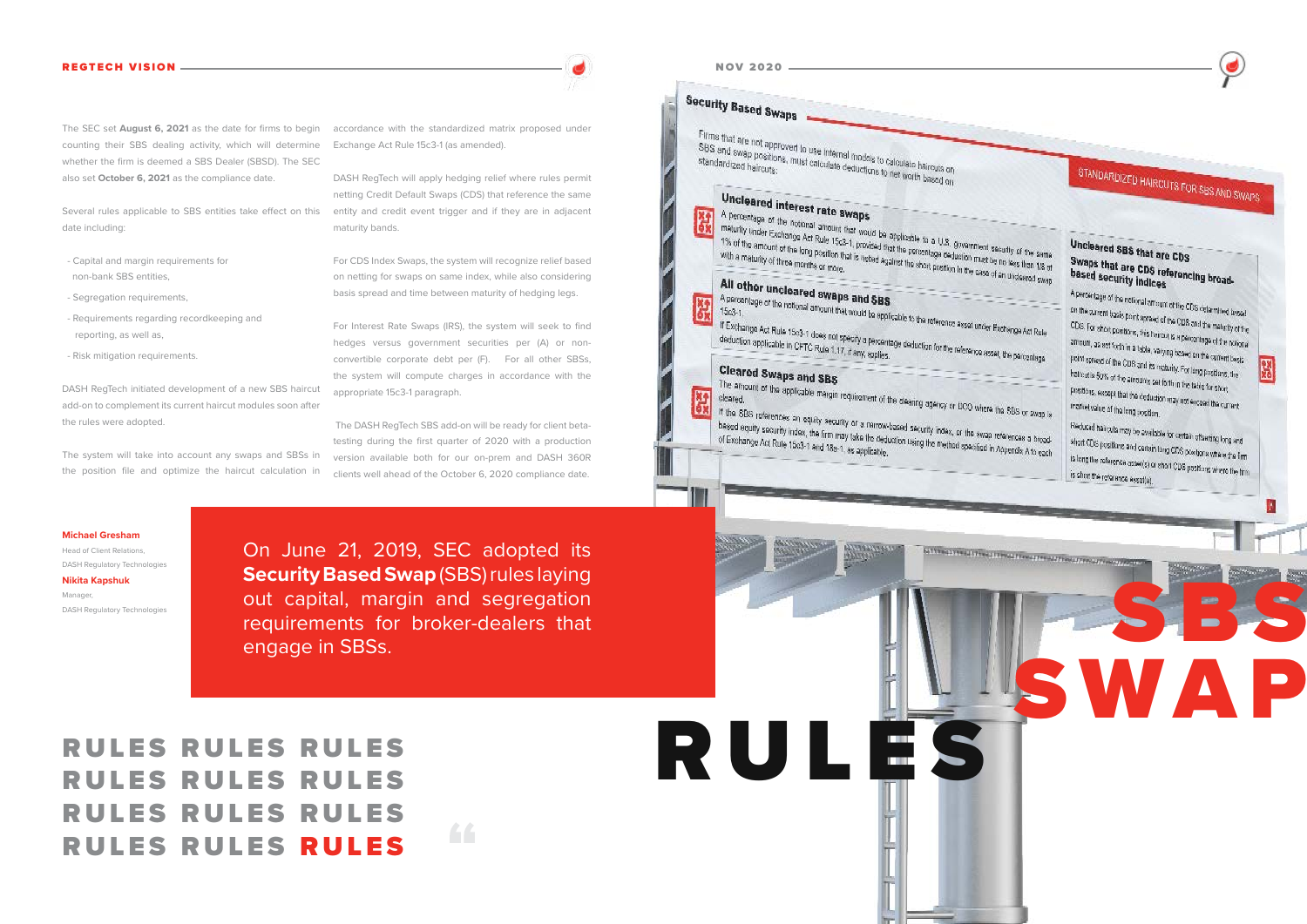# SBS SWAP RULES

The SEC set **August 6, 2021** as the date for firms to begin counting their SBS dealing activity, which will determine whether the firm is deemed a SBS Dealer (SBSD). The SEC also set **October 6, 2021** as the compliance date.

Several rules applicable to SBS entities take effect on this date including:

- Capital and margin requirements for non-bank SBS entities,
- Segregation requirements,
- Requirements regarding recordkeeping and reporting, as well as,
- Risk mitigation requirements.

DASH RegTech initiated development of a new SBS haircut add-on to complement its current haircut modules soon after the rules were adopted.

The system will take into account any swaps and SBSs in the position file and optimize the haircut calculation in accordance with the standardized matrix proposed under Exchange Act Rule 15c3-1 (as amended).

DASH RegTech will apply hedging relief where rules permit netting Credit Default Swaps (CDS) that reference the same entity and credit event trigger and if they are in adjacent maturity bands.

For CDS Index Swaps, the system will recognize relief based on netting for swaps on same index, while also considering basis spread and time between maturity of hedging legs.

For Interest Rate Swaps (IRS), the system will seek to find hedges versus government securities per (A) or non-convertible corporate debt per (F). For all other SBSs, the system will compute charges in accordance with the appropriate 15c3-1 paragraph.

The DASH RegTech SBS add-on will be ready for client beta-testing during the first quarter of 2020 with a production version available both for our on-prem and DASH 360R clients well ahead of the October 6, 2020 compliance date.

**Michael Gresham**
Head of Client Relations,
DASH Regulatory Technologies

**Nikita Kapshuk**
Manager,
DASH Regulatory Technologies

On June 21, 2019, SEC adopted its **Security Based Swap** (SBS) rules laying out capital, margin and segregation requirements for broker-dealers that engage in SBSs.

RULES RULES RULES
RULES RULES RULES
RULES RULES RULES
RULES RULES **RULES**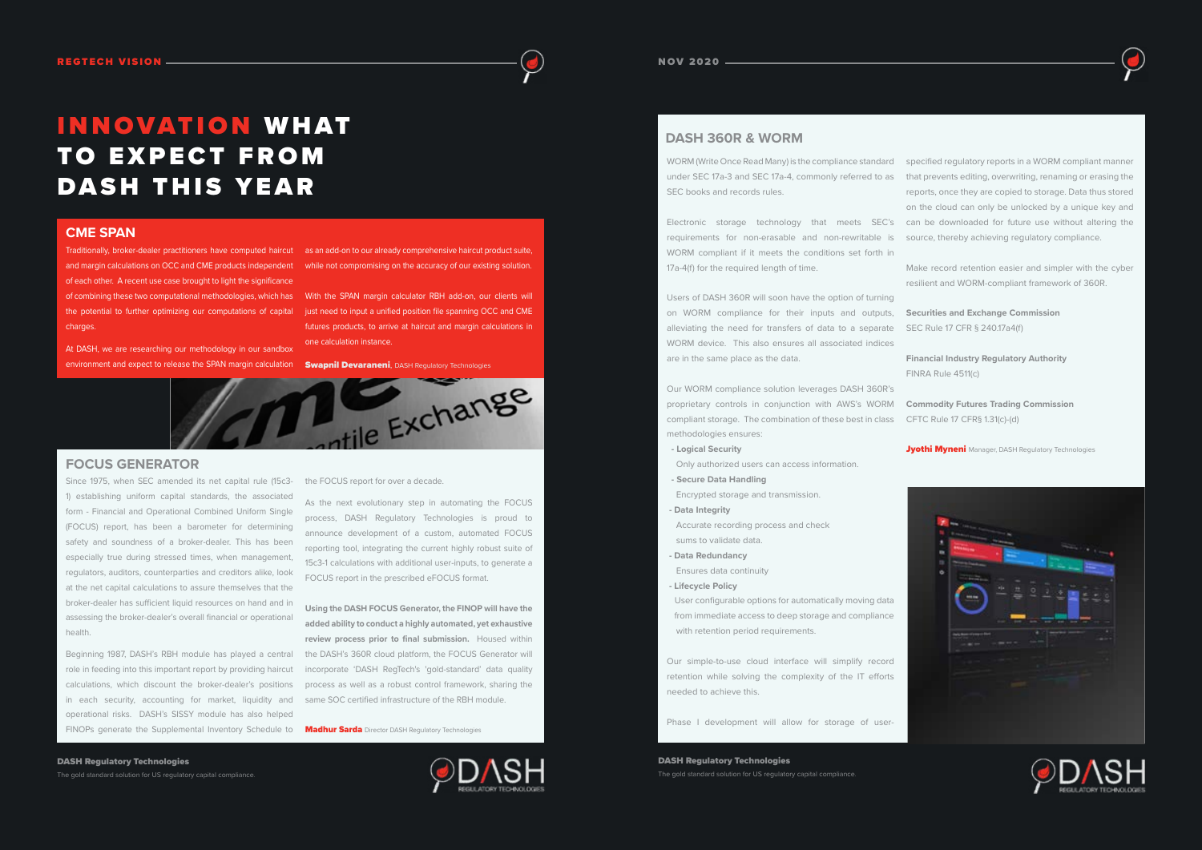# INNOVATION WHAT TO EXPECT FROM DASH THIS YEAR

## CME SPAN

Traditionally, broker-dealer practitioners have computed haircut and margin calculations on OCC and CME products independent of each other. A recent use case brought to light the significance of combining these two computational methodologies, which has the potential to further optimizing our computations of capital charges.

At DASH, we are researching our methodology in our sandbox environment and expect to release the SPAN margin calculation as an add-on to our already comprehensive haircut product suite, while not compromising on the accuracy of our existing solution.

With the SPAN margin calculator RBH add-on, our clients will just need to input a unified position file spanning OCC and CME futures products, to arrive at haircut and margin calculations in one calculation instance.

**Swapnil Devaraneni**, DASH Regulatory Technologies

## FOCUS GENERATOR

Since 1975, when SEC amended its net capital rule (15c3-1) establishing uniform capital standards, the associated form - Financial and Operational Combined Uniform Single (FOCUS) report, has been a barometer for determining safety and soundness of a broker-dealer. This has been especially true during stressed times, when management, regulators, auditors, counterparties and creditors alike, look at the net capital calculations to assure themselves that the broker-dealer has sufficient liquid resources on hand and in assessing the broker-dealer's overall financial or operational health.

Beginning 1987, DASH's RBH module has played a central role in feeding into this important report by providing haircut calculations, which discount the broker-dealer's positions in each security, accounting for market, liquidity and operational risks. DASH's SISSY module has also helped FINOPs generate the Supplemental Inventory Schedule to the FOCUS report for over a decade.

As the next evolutionary step in automating the FOCUS process, DASH Regulatory Technologies is proud to announce development of a custom, automated FOCUS reporting tool, integrating the current highly robust suite of 15c3-1 calculations with additional user-inputs, to generate a FOCUS report in the prescribed eFOCUS format.

**Using the DASH FOCUS Generator, the FINOP will have the added ability to conduct a highly automated, yet exhaustive review process prior to final submission.** Housed within the DASH's 360R cloud platform, the FOCUS Generator will incorporate 'DASH RegTech's 'gold-standard' data quality process as well as a robust control framework, sharing the same SOC certified infrastructure of the RBH module.

**Madhur Sarda** Director DASH Regulatory Technologies

## DASH 360R & WORM

WORM (Write Once Read Many) is the compliance standard under SEC 17a-3 and SEC 17a-4, commonly referred to as SEC books and records rules.

Electronic storage technology that meets SEC's requirements for non-erasable and non-rewritable is WORM compliant if it meets the conditions set forth in 17a-4(f) for the required length of time.

Users of DASH 360R will soon have the option of turning on WORM compliance for their inputs and outputs, alleviating the need for transfers of data to a separate WORM device. This also ensures all associated indices are in the same place as the data.

Our WORM compliance solution leverages DASH 360R's proprietary controls in conjunction with AWS's WORM compliant storage. The combination of these best in class methodologies ensures:

- **Logical Security**
  Only authorized users can access information.
- **Secure Data Handling**
  Encrypted storage and transmission.
- **Data Integrity**
  Accurate recording process and check sums to validate data.
- **Data Redundancy**
  Ensures data continuity
- **Lifecycle Policy**
  User configurable options for automatically moving data from immediate access to deep storage and compliance with retention period requirements.

Our simple-to-use cloud interface will simplify record retention while solving the complexity of the IT efforts needed to achieve this.

Phase I development will allow for storage of user-specified regulatory reports in a WORM compliant manner that prevents editing, overwriting, renaming or erasing the reports, once they are copied to storage. Data thus stored on the cloud can only be unlocked by a unique key and can be downloaded for future use without altering the source, thereby achieving regulatory compliance.

Make record retention easier and simpler with the cyber resilient and WORM-compliant framework of 360R.

**Securities and Exchange Commission**
SEC Rule 17 CFR § 240.17a4(f)

**Financial Industry Regulatory Authority**
FINRA Rule 4511(c)

**Commodity Futures Trading Commission**
CFTC Rule 17 CFR§ 1.31(c)-(d)

**Jyothi Myneni** Manager, DASH Regulatory Technologies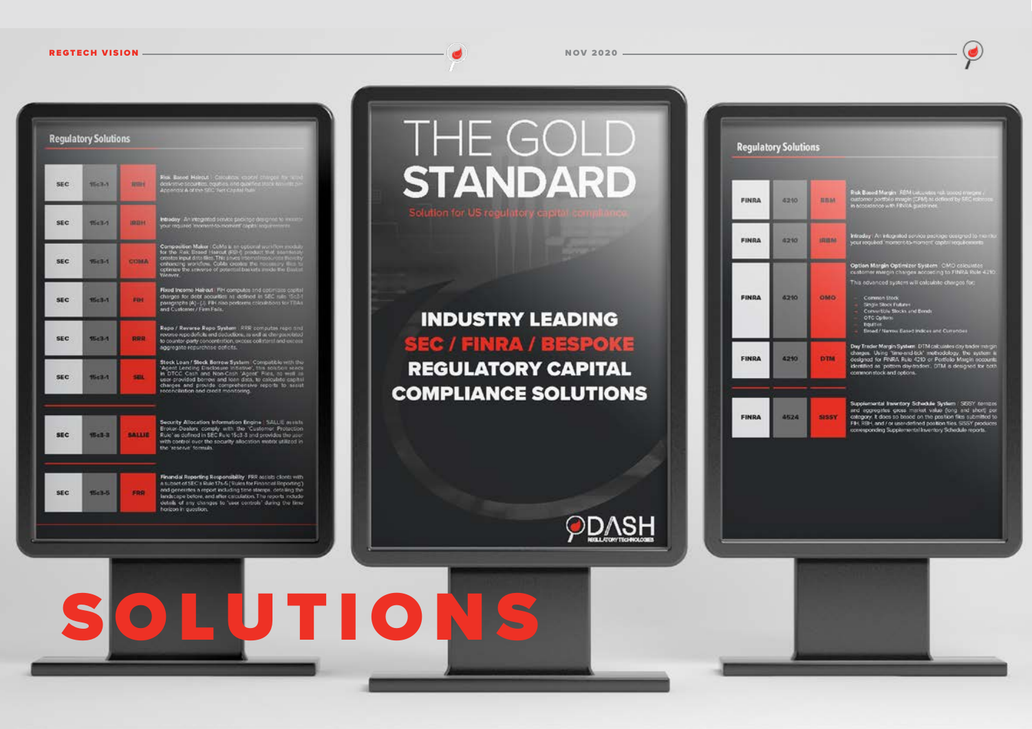# THE GOLD STANDARD

Solution for US regulatory capital compliance

**INDUSTRY LEADING SEC / FINRA / BESPOKE REGULATORY CAPITAL COMPLIANCE SOLUTIONS**

DASH REGULATORY TECHNOLOGIES

## Regulatory Solutions

| | | | |
|---|---|---|---|
| SEC | 15c3-1 | RBH | **Risk Based Haircut** : Calculates capital charges for listed derivative securities, equities, and qualified stock baskets per Appendix A of the SEC Net Capital Rule. |
| SEC | 15c3-1 | IRBH | **Intraday** : An integrated service package designed to monitor your required 'moment-to-moment' capital requirements. |
| SEC | 15c3-1 | COMA | **Composition Maker** : CoMa is an optional workflow module for the Risk Based Haircut (RBH) product that seamlessly creates input data files. This saves time and resources thereby enhancing workflows. CoMa creates the necessary files to optimize the universe of potential baskets inside the Basket Weaver. |
| SEC | 15c3-1 | FIH | **Fixed Income Haircut** : FIH computes and estimates capital charges for debt securities as defined in SEC rule 15c3-1 paragraphs (A) - (J). FIH also performs calculations for TBAs and Customer / Firm Fails. |
| SEC | 15c3-1 | RRR | **Repo / Reverse Repo System** : RRR computes repo and reverse repo deficits and deductions, as well as charges related to counter-party concentration, excess collateral and excess aggregate repurchase deficits. |
| SEC | 15c3-1 | SBL | **Stock Loan / Stock Borrow System** : Compatible with the 'Agent Lending Disclosure' initiative, this solution sends in DTCC Cash and Non-Cash 'Agent' Files, as well as user-provided borrow and loan data, to calculate capital charges and provide comprehensive reports to assist reconciliation and credit monitoring. |
| SEC | 15c3-3 | SALLIE | **Security Allocation Information Engine** : SALLIE assists Broker-Dealers comply with the 'Customer Protection Rule' as defined in SEC Rule 15c3-3 and provides the user with control over the security allocation matrix utilized in the 'reserve' formula. |
| SEC | 15c3-5 | FRR | **Financial Reporting Responsibility** : FRR assists clients with a subset of SEC's Rule 17a-5 ('Rules for Financial Reporting') and generates a report including time stamps, detailing the landscape before, and after calculation. The reports include details of any changes to 'user controls' during the time horizon in question. |

## Regulatory Solutions

| | | | |
|---|---|---|---|
| FINRA | 4210 | RBM | **Risk Based Margin** : RBM calculates risk based margins / customer portfolio margin (CPM) as defined by SEC rules and in accordance with FINRA guidelines. |
| FINRA | 4210 | IRBM | **Intraday** : An integrated service package designed to monitor your required 'moment-to-moment' capital requirements. |
| FINRA | 4210 | OMO | **Option Margin Optimizer System** : OMO calculates customer margin charges according to FINRA Rule 4210. This advanced system will calculate charges for: Common Stock; Single Stock Futures; Convertible Stocks and Bonds; OTC Options; Equities; Broad / Narrow Based Indices and Currencies |
| FINRA | 4210 | DTM | **Day Trader Margin System** : DTM calculates day trader margin charges. Using 'time-and-tick' methodology, the system is designed for FINRA Rule 4210 or Portfolio Margin accounts identified as pattern day-traders. DTM is designed for both common stock and options. |
| FINRA | 4524 | SISSY | **Supplemental Inventory Schedule System** : SISSY itemizes and aggregates gross market value (long and short) per category. It does so based on the position files submitted to FIH, RBH, and / or user-defined position files. SISSY produces corresponding Supplemental Inventory Schedule reports. |

# SOLUTIONS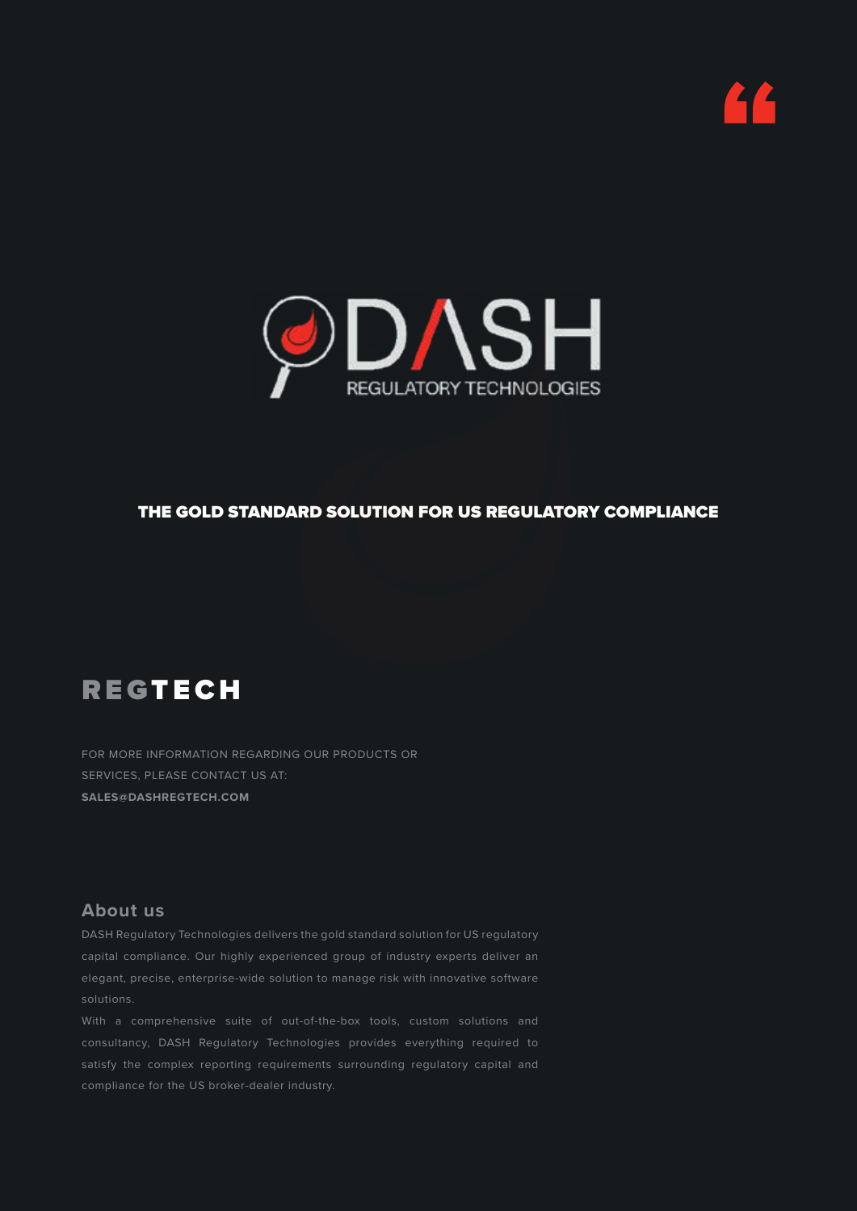DASH

REGULATORY TECHNOLOGIES

**THE GOLD STANDARD SOLUTION FOR US REGULATORY COMPLIANCE**

## REGTECH

FOR MORE INFORMATION REGARDING OUR PRODUCTS OR SERVICES, PLEASE CONTACT US AT:
**SALES@DASHREGTECH.COM**

### About us

DASH Regulatory Technologies delivers the gold standard solution for US regulatory capital compliance. Our highly experienced group of industry experts deliver an elegant, precise, enterprise-wide solution to manage risk with innovative software solutions.

With a comprehensive suite of out-of-the-box tools, custom solutions and consultancy, DASH Regulatory Technologies provides everything required to satisfy the complex reporting requirements surrounding regulatory capital and compliance for the US broker-dealer industry.